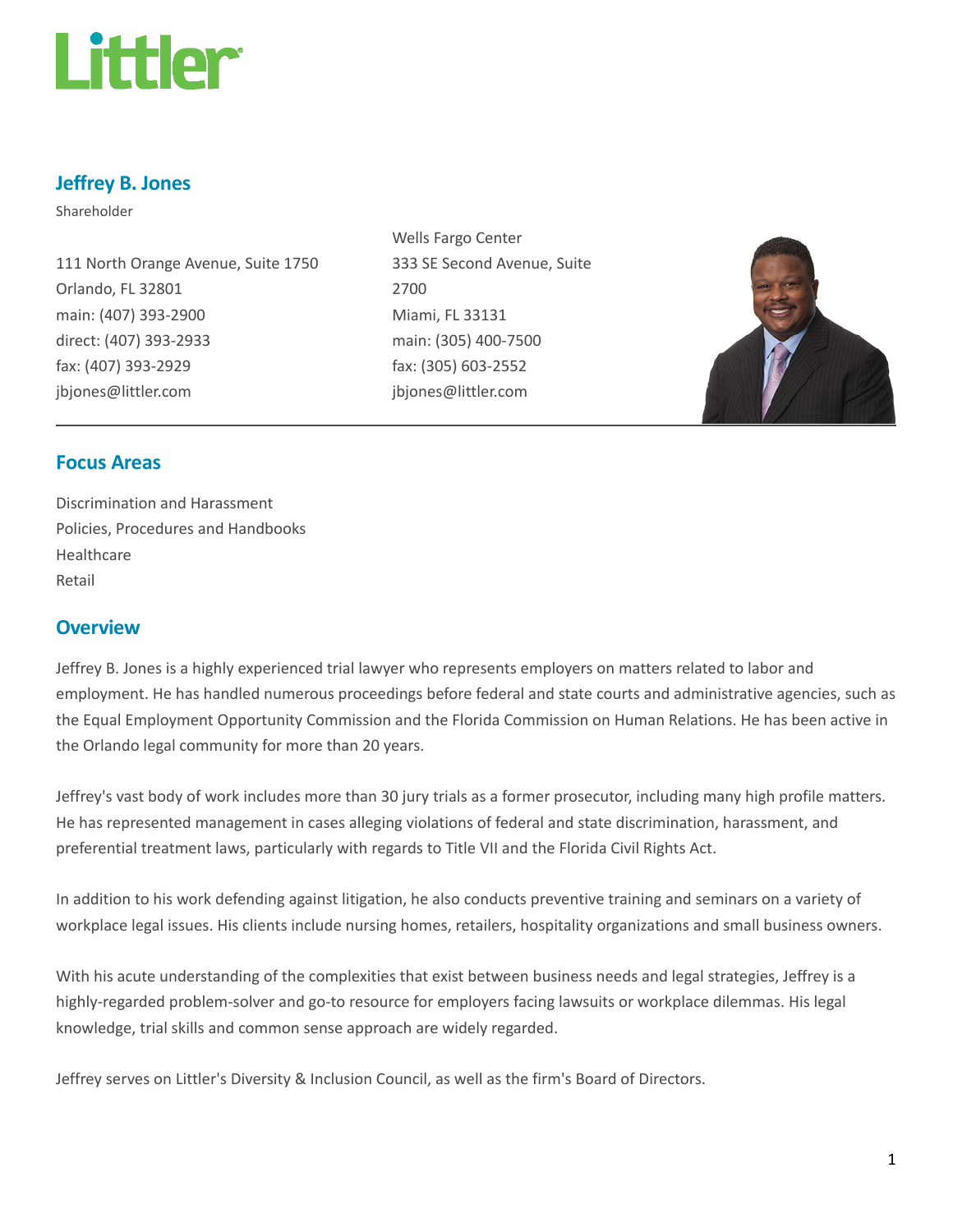# Jeffrey B. Jones

Shareholder

111 North Orange Avenue, Suite 1750
Orlando, FL 32801
main: (407) 393-2900
direct: (407) 393-2933
fax: (407) 393-2929
jbjones@littler.com

Wells Fargo Center
333 SE Second Avenue, Suite 2700
Miami, FL 33131
main: (305) 400-7500
fax: (305) 603-2552
jbjones@littler.com

## Focus Areas

Discrimination and Harassment
Policies, Procedures and Handbooks
Healthcare
Retail

## Overview

Jeffrey B. Jones is a highly experienced trial lawyer who represents employers on matters related to labor and employment. He has handled numerous proceedings before federal and state courts and administrative agencies, such as the Equal Employment Opportunity Commission and the Florida Commission on Human Relations. He has been active in the Orlando legal community for more than 20 years.

Jeffrey's vast body of work includes more than 30 jury trials as a former prosecutor, including many high profile matters. He has represented management in cases alleging violations of federal and state discrimination, harassment, and preferential treatment laws, particularly with regards to Title VII and the Florida Civil Rights Act.

In addition to his work defending against litigation, he also conducts preventive training and seminars on a variety of workplace legal issues. His clients include nursing homes, retailers, hospitality organizations and small business owners.

With his acute understanding of the complexities that exist between business needs and legal strategies, Jeffrey is a highly-regarded problem-solver and go-to resource for employers facing lawsuits or workplace dilemmas. His legal knowledge, trial skills and common sense approach are widely regarded.

Jeffrey serves on Littler's Diversity & Inclusion Council, as well as the firm's Board of Directors.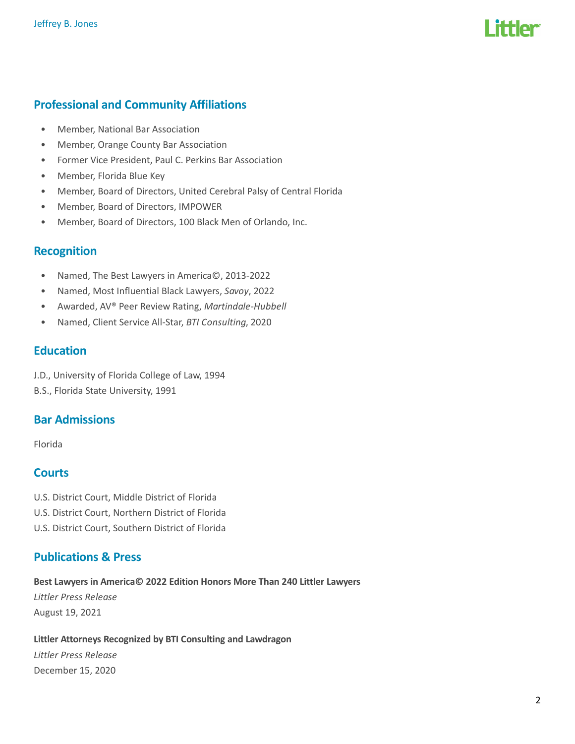## Professional and Community Affiliations

- Member, National Bar Association
- Member, Orange County Bar Association
- Former Vice President, Paul C. Perkins Bar Association
- Member, Florida Blue Key
- Member, Board of Directors, United Cerebral Palsy of Central Florida
- Member, Board of Directors, IMPOWER
- Member, Board of Directors, 100 Black Men of Orlando, Inc.

## Recognition

- Named, The Best Lawyers in America©, 2013-2022
- Named, Most Influential Black Lawyers, *Savoy*, 2022
- Awarded, AV® Peer Review Rating, *Martindale-Hubbell*
- Named, Client Service All-Star, *BTI Consulting*, 2020

## Education

J.D., University of Florida College of Law, 1994

B.S., Florida State University, 1991

## Bar Admissions

Florida

## Courts

U.S. District Court, Middle District of Florida

U.S. District Court, Northern District of Florida

U.S. District Court, Southern District of Florida

## Publications & Press

**Best Lawyers in America© 2022 Edition Honors More Than 240 Littler Lawyers**

*Littler Press Release*

August 19, 2021

**Littler Attorneys Recognized by BTI Consulting and Lawdragon**

*Littler Press Release*

December 15, 2020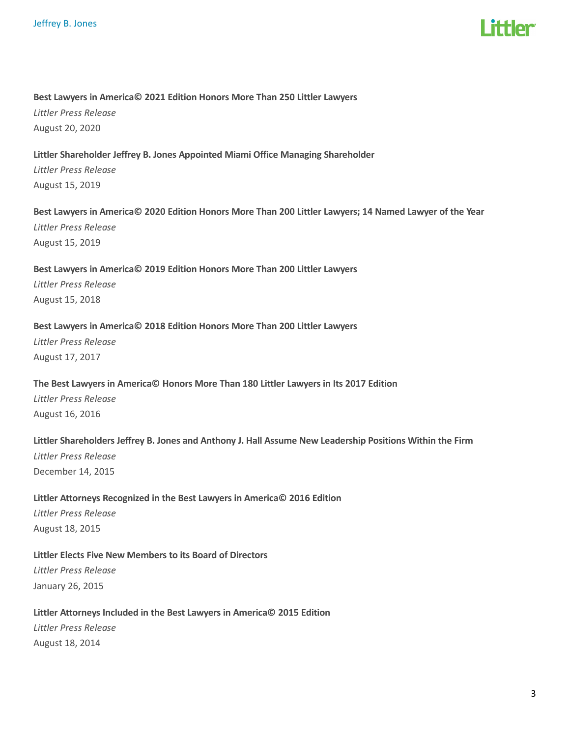**Best Lawyers in America© 2021 Edition Honors More Than 250 Littler Lawyers**

*Littler Press Release*

August 20, 2020

**Littler Shareholder Jeffrey B. Jones Appointed Miami Office Managing Shareholder**

*Littler Press Release*

August 15, 2019

**Best Lawyers in America© 2020 Edition Honors More Than 200 Littler Lawyers; 14 Named Lawyer of the Year**

*Littler Press Release*

August 15, 2019

**Best Lawyers in America© 2019 Edition Honors More Than 200 Littler Lawyers**

*Littler Press Release*

August 15, 2018

**Best Lawyers in America© 2018 Edition Honors More Than 200 Littler Lawyers**

*Littler Press Release*

August 17, 2017

**The Best Lawyers in America© Honors More Than 180 Littler Lawyers in Its 2017 Edition**

*Littler Press Release*

August 16, 2016

**Littler Shareholders Jeffrey B. Jones and Anthony J. Hall Assume New Leadership Positions Within the Firm**

*Littler Press Release*

December 14, 2015

**Littler Attorneys Recognized in the Best Lawyers in America© 2016 Edition**

*Littler Press Release*

August 18, 2015

**Littler Elects Five New Members to its Board of Directors**

*Littler Press Release*

January 26, 2015

**Littler Attorneys Included in the Best Lawyers in America© 2015 Edition**

*Littler Press Release*

August 18, 2014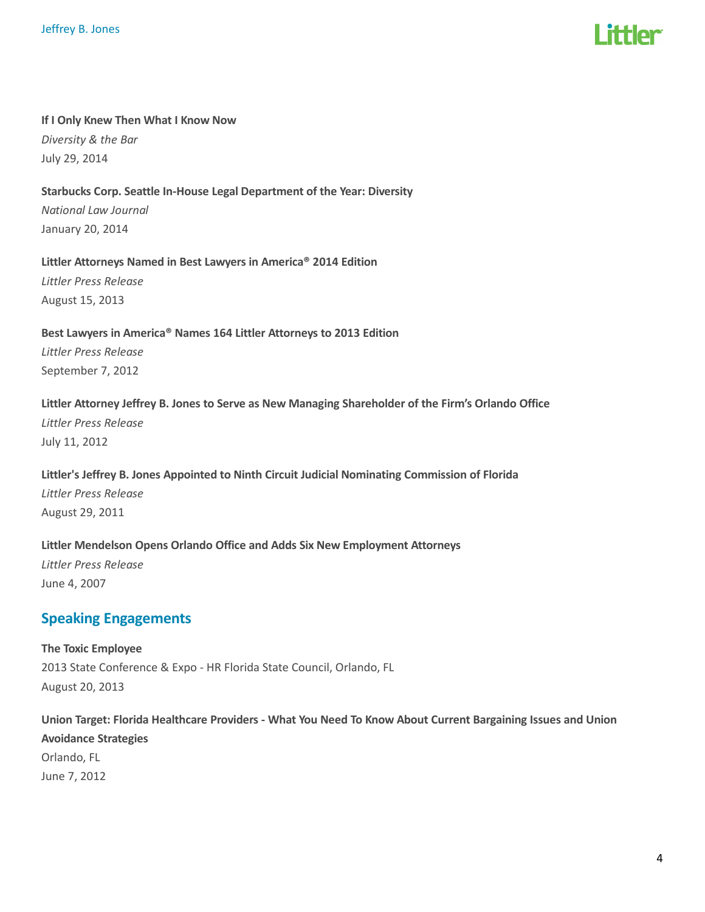**If I Only Knew Then What I Know Now**
*Diversity & the Bar*
July 29, 2014

**Starbucks Corp. Seattle In-House Legal Department of the Year: Diversity**
*National Law Journal*
January 20, 2014

**Littler Attorneys Named in Best Lawyers in America® 2014 Edition**
*Littler Press Release*
August 15, 2013

**Best Lawyers in America® Names 164 Littler Attorneys to 2013 Edition**
*Littler Press Release*
September 7, 2012

**Littler Attorney Jeffrey B. Jones to Serve as New Managing Shareholder of the Firm's Orlando Office**
*Littler Press Release*
July 11, 2012

**Littler's Jeffrey B. Jones Appointed to Ninth Circuit Judicial Nominating Commission of Florida**
*Littler Press Release*
August 29, 2011

**Littler Mendelson Opens Orlando Office and Adds Six New Employment Attorneys**
*Littler Press Release*
June 4, 2007

## Speaking Engagements

**The Toxic Employee**
2013 State Conference & Expo - HR Florida State Council, Orlando, FL
August 20, 2013

**Union Target: Florida Healthcare Providers - What You Need To Know About Current Bargaining Issues and Union Avoidance Strategies**
Orlando, FL
June 7, 2012